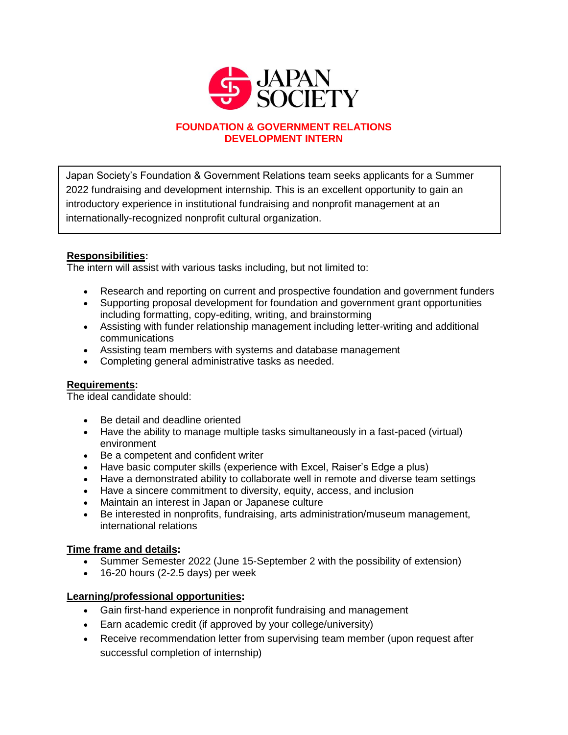# JAPAN SOCIETY

## FOUNDATION & GOVERNMENT RELATIONS DEVELOPMENT INTERN

Japan Society's Foundation & Government Relations team seeks applicants for a Summer 2022 fundraising and development internship. This is an excellent opportunity to gain an introductory experience in institutional fundraising and nonprofit management at an internationally-recognized nonprofit cultural organization.

**Responsibilities:**

The intern will assist with various tasks including, but not limited to:

- Research and reporting on current and prospective foundation and government funders
- Supporting proposal development for foundation and government grant opportunities including formatting, copy-editing, writing, and brainstorming
- Assisting with funder relationship management including letter-writing and additional communications
- Assisting team members with systems and database management
- Completing general administrative tasks as needed.

**Requirements:**

The ideal candidate should:

- Be detail and deadline oriented
- Have the ability to manage multiple tasks simultaneously in a fast-paced (virtual) environment
- Be a competent and confident writer
- Have basic computer skills (experience with Excel, Raiser's Edge a plus)
- Have a demonstrated ability to collaborate well in remote and diverse team settings
- Have a sincere commitment to diversity, equity, access, and inclusion
- Maintain an interest in Japan or Japanese culture
- Be interested in nonprofits, fundraising, arts administration/museum management, international relations

**Time frame and details:**

- Summer Semester 2022 (June 15-September 2 with the possibility of extension)
- 16-20 hours (2-2.5 days) per week

**Learning/professional opportunities:**

- Gain first-hand experience in nonprofit fundraising and management
- Earn academic credit (if approved by your college/university)
- Receive recommendation letter from supervising team member (upon request after successful completion of internship)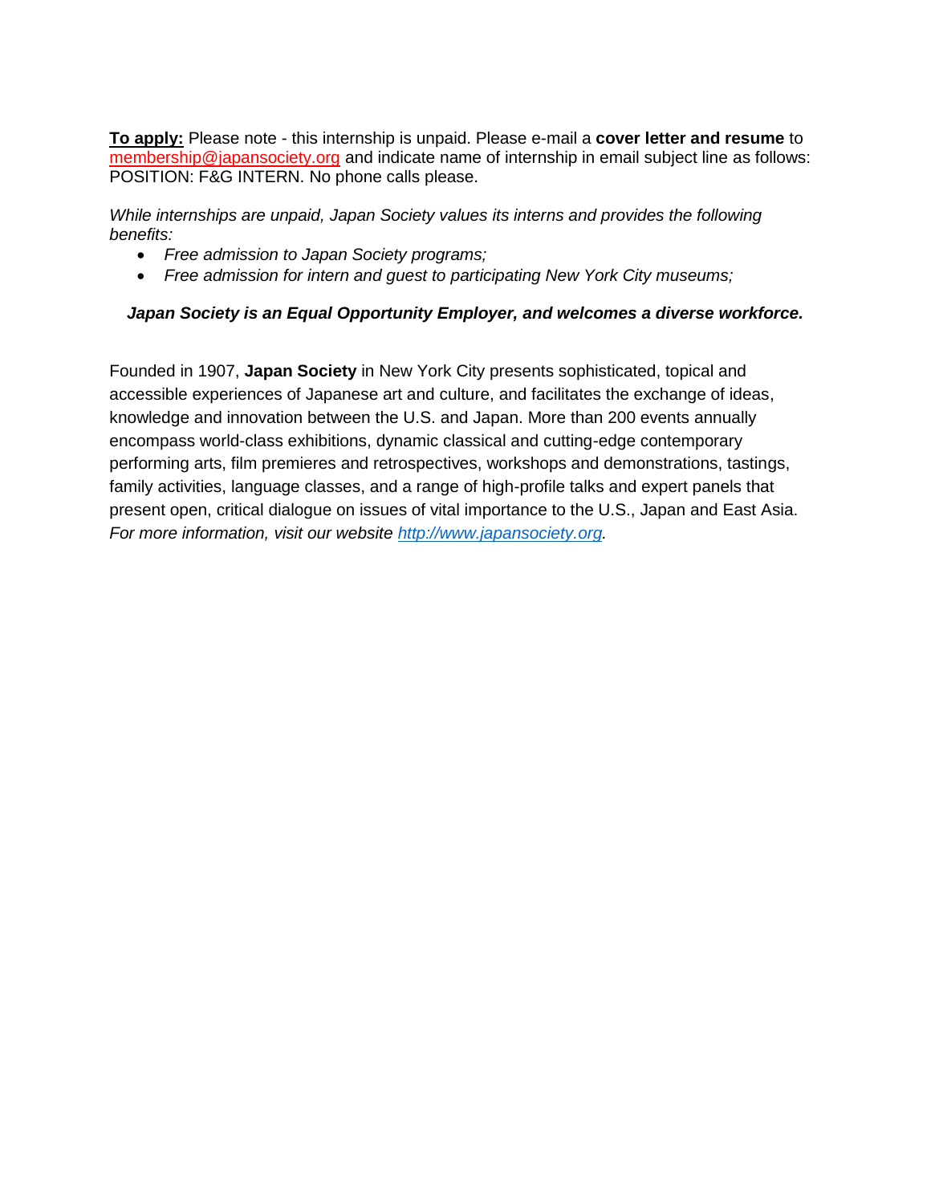**To apply:** Please note - this internship is unpaid. Please e-mail a **cover letter and resume** to membership@japansociety.org and indicate name of internship in email subject line as follows: POSITION: F&G INTERN. No phone calls please.

*While internships are unpaid, Japan Society values its interns and provides the following benefits:*

- *Free admission to Japan Society programs;*
- *Free admission for intern and guest to participating New York City museums;*

***Japan Society is an Equal Opportunity Employer, and welcomes a diverse workforce.***

Founded in 1907, **Japan Society** in New York City presents sophisticated, topical and accessible experiences of Japanese art and culture, and facilitates the exchange of ideas, knowledge and innovation between the U.S. and Japan. More than 200 events annually encompass world-class exhibitions, dynamic classical and cutting-edge contemporary performing arts, film premieres and retrospectives, workshops and demonstrations, tastings, family activities, language classes, and a range of high-profile talks and expert panels that present open, critical dialogue on issues of vital importance to the U.S., Japan and East Asia. *For more information, visit our website http://www.japansociety.org.*